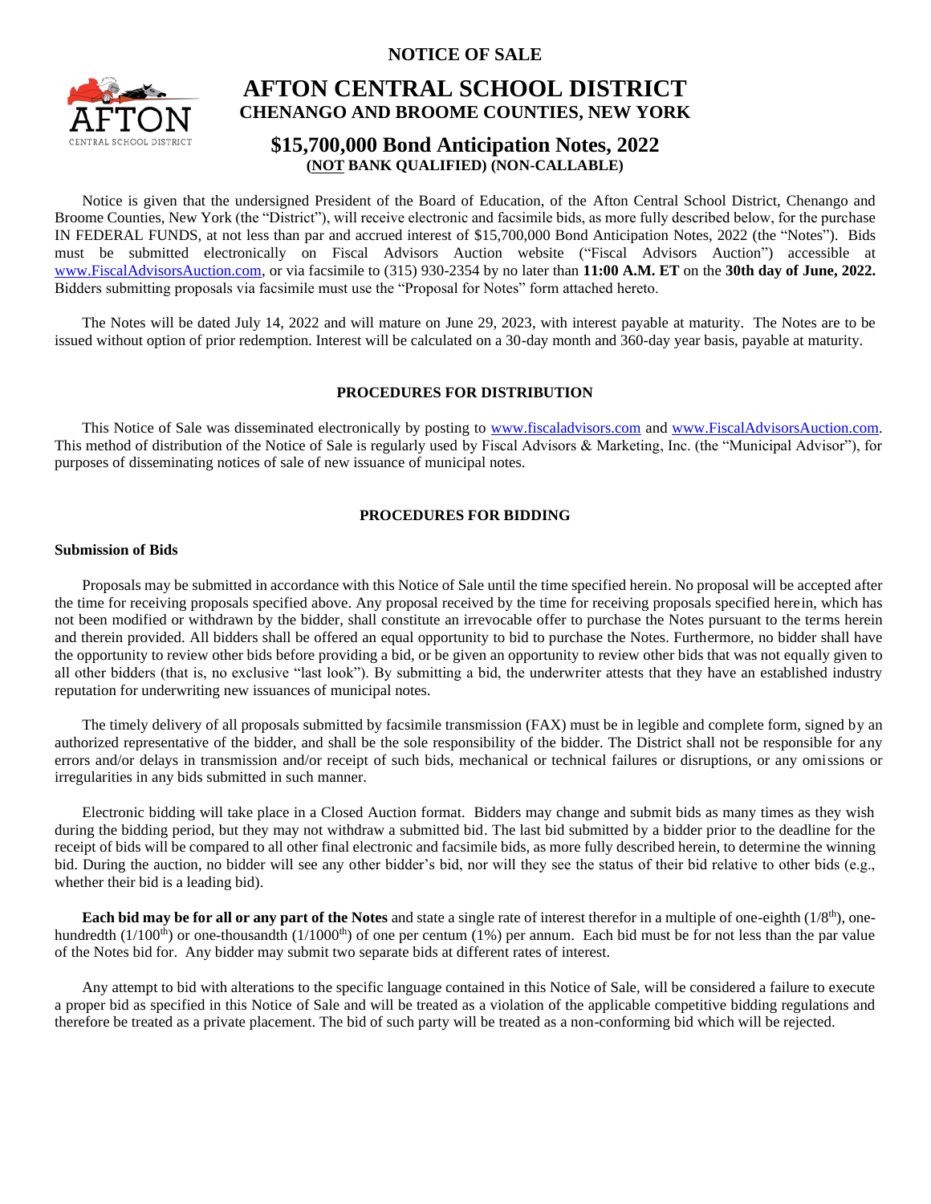# NOTICE OF SALE

# AFTON CENTRAL SCHOOL DISTRICT

## CHENANGO AND BROOME COUNTIES, NEW YORK

## $15,700,000 Bond Anticipation Notes, 2022

**(NOT BANK QUALIFIED) (NON-CALLABLE)**

Notice is given that the undersigned President of the Board of Education, of the Afton Central School District, Chenango and Broome Counties, New York (the "District"), will receive electronic and facsimile bids, as more fully described below, for the purchase IN FEDERAL FUNDS, at not less than par and accrued interest of $15,700,000 Bond Anticipation Notes, 2022 (the "Notes"). Bids must be submitted electronically on Fiscal Advisors Auction website ("Fiscal Advisors Auction") accessible at www.FiscalAdvisorsAuction.com, or via facsimile to (315) 930-2354 by no later than **11:00 A.M. ET** on the **30th day of June, 2022.** Bidders submitting proposals via facsimile must use the "Proposal for Notes" form attached hereto.

The Notes will be dated July 14, 2022 and will mature on June 29, 2023, with interest payable at maturity. The Notes are to be issued without option of prior redemption. Interest will be calculated on a 30-day month and 360-day year basis, payable at maturity.

### PROCEDURES FOR DISTRIBUTION

This Notice of Sale was disseminated electronically by posting to www.fiscaladvisors.com and www.FiscalAdvisorsAuction.com. This method of distribution of the Notice of Sale is regularly used by Fiscal Advisors & Marketing, Inc. (the "Municipal Advisor"), for purposes of disseminating notices of sale of new issuance of municipal notes.

### PROCEDURES FOR BIDDING

**Submission of Bids**

Proposals may be submitted in accordance with this Notice of Sale until the time specified herein. No proposal will be accepted after the time for receiving proposals specified above. Any proposal received by the time for receiving proposals specified herein, which has not been modified or withdrawn by the bidder, shall constitute an irrevocable offer to purchase the Notes pursuant to the terms herein and therein provided. All bidders shall be offered an equal opportunity to bid to purchase the Notes. Furthermore, no bidder shall have the opportunity to review other bids before providing a bid, or be given an opportunity to review other bids that was not equally given to all other bidders (that is, no exclusive "last look"). By submitting a bid, the underwriter attests that they have an established industry reputation for underwriting new issuances of municipal notes.

The timely delivery of all proposals submitted by facsimile transmission (FAX) must be in legible and complete form, signed by an authorized representative of the bidder, and shall be the sole responsibility of the bidder. The District shall not be responsible for any errors and/or delays in transmission and/or receipt of such bids, mechanical or technical failures or disruptions, or any omissions or irregularities in any bids submitted in such manner.

Electronic bidding will take place in a Closed Auction format. Bidders may change and submit bids as many times as they wish during the bidding period, but they may not withdraw a submitted bid. The last bid submitted by a bidder prior to the deadline for the receipt of bids will be compared to all other final electronic and facsimile bids, as more fully described herein, to determine the winning bid. During the auction, no bidder will see any other bidder's bid, nor will they see the status of their bid relative to other bids (e.g., whether their bid is a leading bid).

**Each bid may be for all or any part of the Notes** and state a single rate of interest therefor in a multiple of one-eighth (1/8th), one-hundredth (1/100th) or one-thousandth (1/1000th) of one per centum (1%) per annum. Each bid must be for not less than the par value of the Notes bid for. Any bidder may submit two separate bids at different rates of interest.

Any attempt to bid with alterations to the specific language contained in this Notice of Sale, will be considered a failure to execute a proper bid as specified in this Notice of Sale and will be treated as a violation of the applicable competitive bidding regulations and therefore be treated as a private placement. The bid of such party will be treated as a non-conforming bid which will be rejected.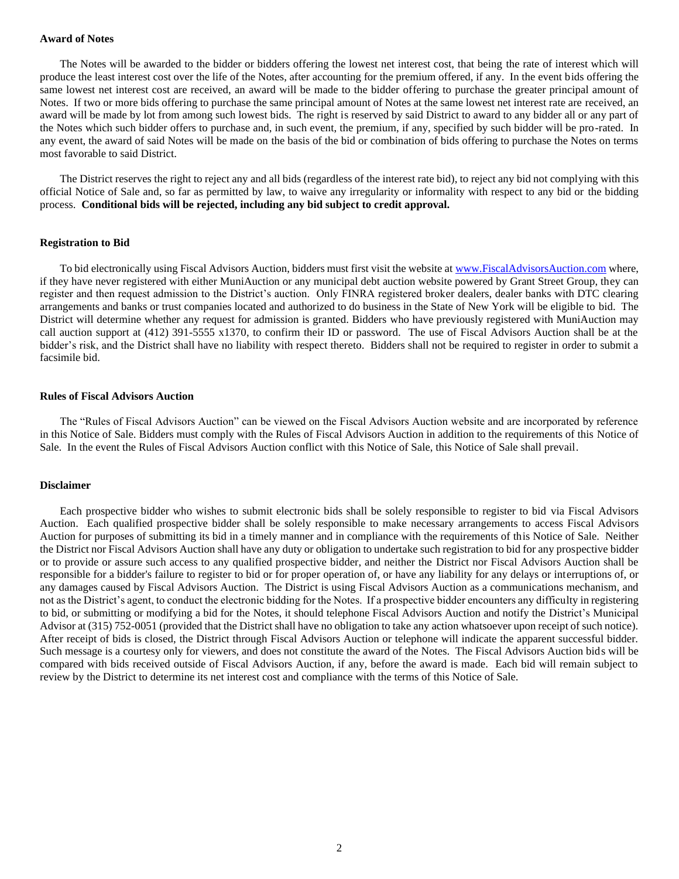**Award of Notes**

The Notes will be awarded to the bidder or bidders offering the lowest net interest cost, that being the rate of interest which will produce the least interest cost over the life of the Notes, after accounting for the premium offered, if any. In the event bids offering the same lowest net interest cost are received, an award will be made to the bidder offering to purchase the greater principal amount of Notes. If two or more bids offering to purchase the same principal amount of Notes at the same lowest net interest rate are received, an award will be made by lot from among such lowest bids. The right is reserved by said District to award to any bidder all or any part of the Notes which such bidder offers to purchase and, in such event, the premium, if any, specified by such bidder will be pro-rated. In any event, the award of said Notes will be made on the basis of the bid or combination of bids offering to purchase the Notes on terms most favorable to said District.

The District reserves the right to reject any and all bids (regardless of the interest rate bid), to reject any bid not complying with this official Notice of Sale and, so far as permitted by law, to waive any irregularity or informality with respect to any bid or the bidding process. **Conditional bids will be rejected, including any bid subject to credit approval.**

**Registration to Bid**

To bid electronically using Fiscal Advisors Auction, bidders must first visit the website at www.FiscalAdvisorsAuction.com where, if they have never registered with either MuniAuction or any municipal debt auction website powered by Grant Street Group, they can register and then request admission to the District's auction. Only FINRA registered broker dealers, dealer banks with DTC clearing arrangements and banks or trust companies located and authorized to do business in the State of New York will be eligible to bid. The District will determine whether any request for admission is granted. Bidders who have previously registered with MuniAuction may call auction support at (412) 391-5555 x1370, to confirm their ID or password. The use of Fiscal Advisors Auction shall be at the bidder's risk, and the District shall have no liability with respect thereto. Bidders shall not be required to register in order to submit a facsimile bid.

**Rules of Fiscal Advisors Auction**

The "Rules of Fiscal Advisors Auction" can be viewed on the Fiscal Advisors Auction website and are incorporated by reference in this Notice of Sale. Bidders must comply with the Rules of Fiscal Advisors Auction in addition to the requirements of this Notice of Sale. In the event the Rules of Fiscal Advisors Auction conflict with this Notice of Sale, this Notice of Sale shall prevail.

**Disclaimer**

Each prospective bidder who wishes to submit electronic bids shall be solely responsible to register to bid via Fiscal Advisors Auction. Each qualified prospective bidder shall be solely responsible to make necessary arrangements to access Fiscal Advisors Auction for purposes of submitting its bid in a timely manner and in compliance with the requirements of this Notice of Sale. Neither the District nor Fiscal Advisors Auction shall have any duty or obligation to undertake such registration to bid for any prospective bidder or to provide or assure such access to any qualified prospective bidder, and neither the District nor Fiscal Advisors Auction shall be responsible for a bidder's failure to register to bid or for proper operation of, or have any liability for any delays or interruptions of, or any damages caused by Fiscal Advisors Auction. The District is using Fiscal Advisors Auction as a communications mechanism, and not as the District's agent, to conduct the electronic bidding for the Notes. If a prospective bidder encounters any difficulty in registering to bid, or submitting or modifying a bid for the Notes, it should telephone Fiscal Advisors Auction and notify the District's Municipal Advisor at (315) 752-0051 (provided that the District shall have no obligation to take any action whatsoever upon receipt of such notice). After receipt of bids is closed, the District through Fiscal Advisors Auction or telephone will indicate the apparent successful bidder. Such message is a courtesy only for viewers, and does not constitute the award of the Notes. The Fiscal Advisors Auction bids will be compared with bids received outside of Fiscal Advisors Auction, if any, before the award is made. Each bid will remain subject to review by the District to determine its net interest cost and compliance with the terms of this Notice of Sale.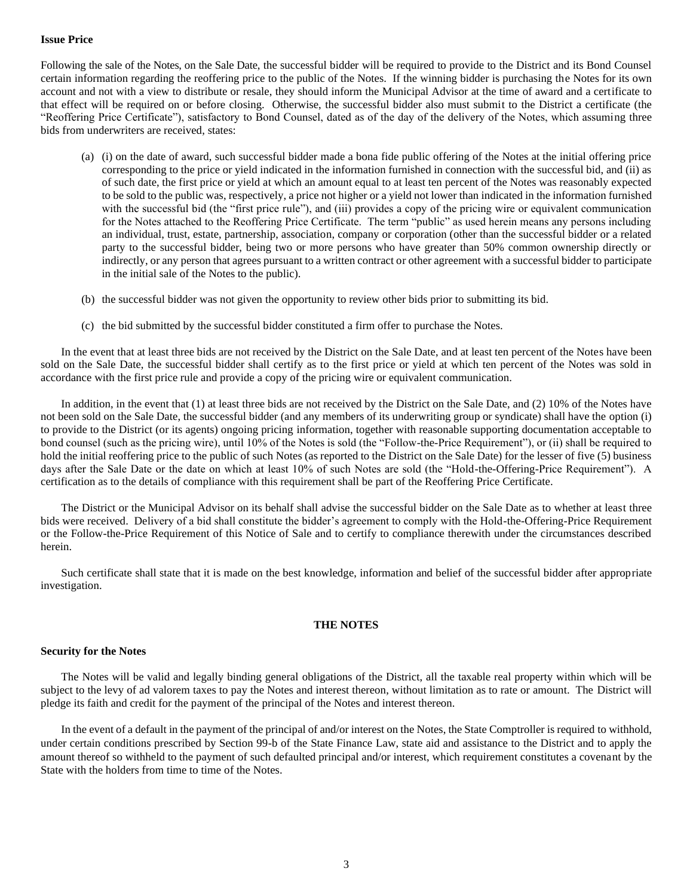**Issue Price**

Following the sale of the Notes, on the Sale Date, the successful bidder will be required to provide to the District and its Bond Counsel certain information regarding the reoffering price to the public of the Notes. If the winning bidder is purchasing the Notes for its own account and not with a view to distribute or resale, they should inform the Municipal Advisor at the time of award and a certificate to that effect will be required on or before closing. Otherwise, the successful bidder also must submit to the District a certificate (the "Reoffering Price Certificate"), satisfactory to Bond Counsel, dated as of the day of the delivery of the Notes, which assuming three bids from underwriters are received, states:

(a) (i) on the date of award, such successful bidder made a bona fide public offering of the Notes at the initial offering price corresponding to the price or yield indicated in the information furnished in connection with the successful bid, and (ii) as of such date, the first price or yield at which an amount equal to at least ten percent of the Notes was reasonably expected to be sold to the public was, respectively, a price not higher or a yield not lower than indicated in the information furnished with the successful bid (the "first price rule"), and (iii) provides a copy of the pricing wire or equivalent communication for the Notes attached to the Reoffering Price Certificate. The term "public" as used herein means any persons including an individual, trust, estate, partnership, association, company or corporation (other than the successful bidder or a related party to the successful bidder, being two or more persons who have greater than 50% common ownership directly or indirectly, or any person that agrees pursuant to a written contract or other agreement with a successful bidder to participate in the initial sale of the Notes to the public).

(b) the successful bidder was not given the opportunity to review other bids prior to submitting its bid.

(c) the bid submitted by the successful bidder constituted a firm offer to purchase the Notes.

In the event that at least three bids are not received by the District on the Sale Date, and at least ten percent of the Notes have been sold on the Sale Date, the successful bidder shall certify as to the first price or yield at which ten percent of the Notes was sold in accordance with the first price rule and provide a copy of the pricing wire or equivalent communication.

In addition, in the event that (1) at least three bids are not received by the District on the Sale Date, and (2) 10% of the Notes have not been sold on the Sale Date, the successful bidder (and any members of its underwriting group or syndicate) shall have the option (i) to provide to the District (or its agents) ongoing pricing information, together with reasonable supporting documentation acceptable to bond counsel (such as the pricing wire), until 10% of the Notes is sold (the "Follow-the-Price Requirement"), or (ii) shall be required to hold the initial reoffering price to the public of such Notes (as reported to the District on the Sale Date) for the lesser of five (5) business days after the Sale Date or the date on which at least 10% of such Notes are sold (the "Hold-the-Offering-Price Requirement"). A certification as to the details of compliance with this requirement shall be part of the Reoffering Price Certificate.

The District or the Municipal Advisor on its behalf shall advise the successful bidder on the Sale Date as to whether at least three bids were received. Delivery of a bid shall constitute the bidder's agreement to comply with the Hold-the-Offering-Price Requirement or the Follow-the-Price Requirement of this Notice of Sale and to certify to compliance therewith under the circumstances described herein.

Such certificate shall state that it is made on the best knowledge, information and belief of the successful bidder after appropriate investigation.

## THE NOTES

**Security for the Notes**

The Notes will be valid and legally binding general obligations of the District, all the taxable real property within which will be subject to the levy of ad valorem taxes to pay the Notes and interest thereon, without limitation as to rate or amount. The District will pledge its faith and credit for the payment of the principal of the Notes and interest thereon.

In the event of a default in the payment of the principal of and/or interest on the Notes, the State Comptroller is required to withhold, under certain conditions prescribed by Section 99-b of the State Finance Law, state aid and assistance to the District and to apply the amount thereof so withheld to the payment of such defaulted principal and/or interest, which requirement constitutes a covenant by the State with the holders from time to time of the Notes.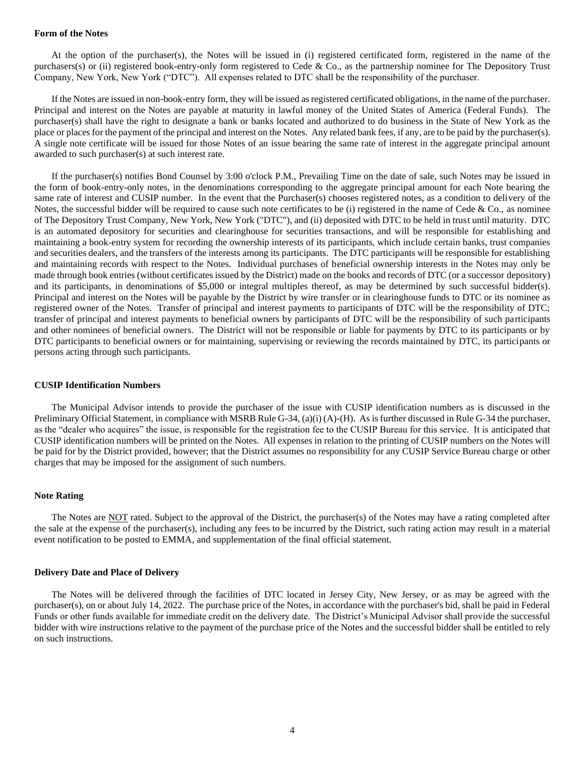**Form of the Notes**

At the option of the purchaser(s), the Notes will be issued in (i) registered certificated form, registered in the name of the purchasers(s) or (ii) registered book-entry-only form registered to Cede & Co., as the partnership nominee for The Depository Trust Company, New York, New York ("DTC"). All expenses related to DTC shall be the responsibility of the purchaser.

If the Notes are issued in non-book-entry form, they will be issued as registered certificated obligations, in the name of the purchaser. Principal and interest on the Notes are payable at maturity in lawful money of the United States of America (Federal Funds). The purchaser(s) shall have the right to designate a bank or banks located and authorized to do business in the State of New York as the place or places for the payment of the principal and interest on the Notes. Any related bank fees, if any, are to be paid by the purchaser(s). A single note certificate will be issued for those Notes of an issue bearing the same rate of interest in the aggregate principal amount awarded to such purchaser(s) at such interest rate.

If the purchaser(s) notifies Bond Counsel by 3:00 o'clock P.M., Prevailing Time on the date of sale, such Notes may be issued in the form of book-entry-only notes, in the denominations corresponding to the aggregate principal amount for each Note bearing the same rate of interest and CUSIP number. In the event that the Purchaser(s) chooses registered notes, as a condition to delivery of the Notes, the successful bidder will be required to cause such note certificates to be (i) registered in the name of Cede & Co., as nominee of The Depository Trust Company, New York, New York ("DTC"), and (ii) deposited with DTC to be held in trust until maturity. DTC is an automated depository for securities and clearinghouse for securities transactions, and will be responsible for establishing and maintaining a book-entry system for recording the ownership interests of its participants, which include certain banks, trust companies and securities dealers, and the transfers of the interests among its participants. The DTC participants will be responsible for establishing and maintaining records with respect to the Notes. Individual purchases of beneficial ownership interests in the Notes may only be made through book entries (without certificates issued by the District) made on the books and records of DTC (or a successor depository) and its participants, in denominations of $5,000 or integral multiples thereof, as may be determined by such successful bidder(s). Principal and interest on the Notes will be payable by the District by wire transfer or in clearinghouse funds to DTC or its nominee as registered owner of the Notes. Transfer of principal and interest payments to participants of DTC will be the responsibility of DTC; transfer of principal and interest payments to beneficial owners by participants of DTC will be the responsibility of such participants and other nominees of beneficial owners. The District will not be responsible or liable for payments by DTC to its participants or by DTC participants to beneficial owners or for maintaining, supervising or reviewing the records maintained by DTC, its participants or persons acting through such participants.

**CUSIP Identification Numbers**

The Municipal Advisor intends to provide the purchaser of the issue with CUSIP identification numbers as is discussed in the Preliminary Official Statement, in compliance with MSRB Rule G-34, (a)(i) (A)-(H). As is further discussed in Rule G-34 the purchaser, as the "dealer who acquires" the issue, is responsible for the registration fee to the CUSIP Bureau for this service. It is anticipated that CUSIP identification numbers will be printed on the Notes. All expenses in relation to the printing of CUSIP numbers on the Notes will be paid for by the District provided, however; that the District assumes no responsibility for any CUSIP Service Bureau charge or other charges that may be imposed for the assignment of such numbers.

**Note Rating**

The Notes are NOT rated. Subject to the approval of the District, the purchaser(s) of the Notes may have a rating completed after the sale at the expense of the purchaser(s), including any fees to be incurred by the District, such rating action may result in a material event notification to be posted to EMMA, and supplementation of the final official statement.

**Delivery Date and Place of Delivery**

The Notes will be delivered through the facilities of DTC located in Jersey City, New Jersey, or as may be agreed with the purchaser(s), on or about July 14, 2022. The purchase price of the Notes, in accordance with the purchaser's bid, shall be paid in Federal Funds or other funds available for immediate credit on the delivery date. The District's Municipal Advisor shall provide the successful bidder with wire instructions relative to the payment of the purchase price of the Notes and the successful bidder shall be entitled to rely on such instructions.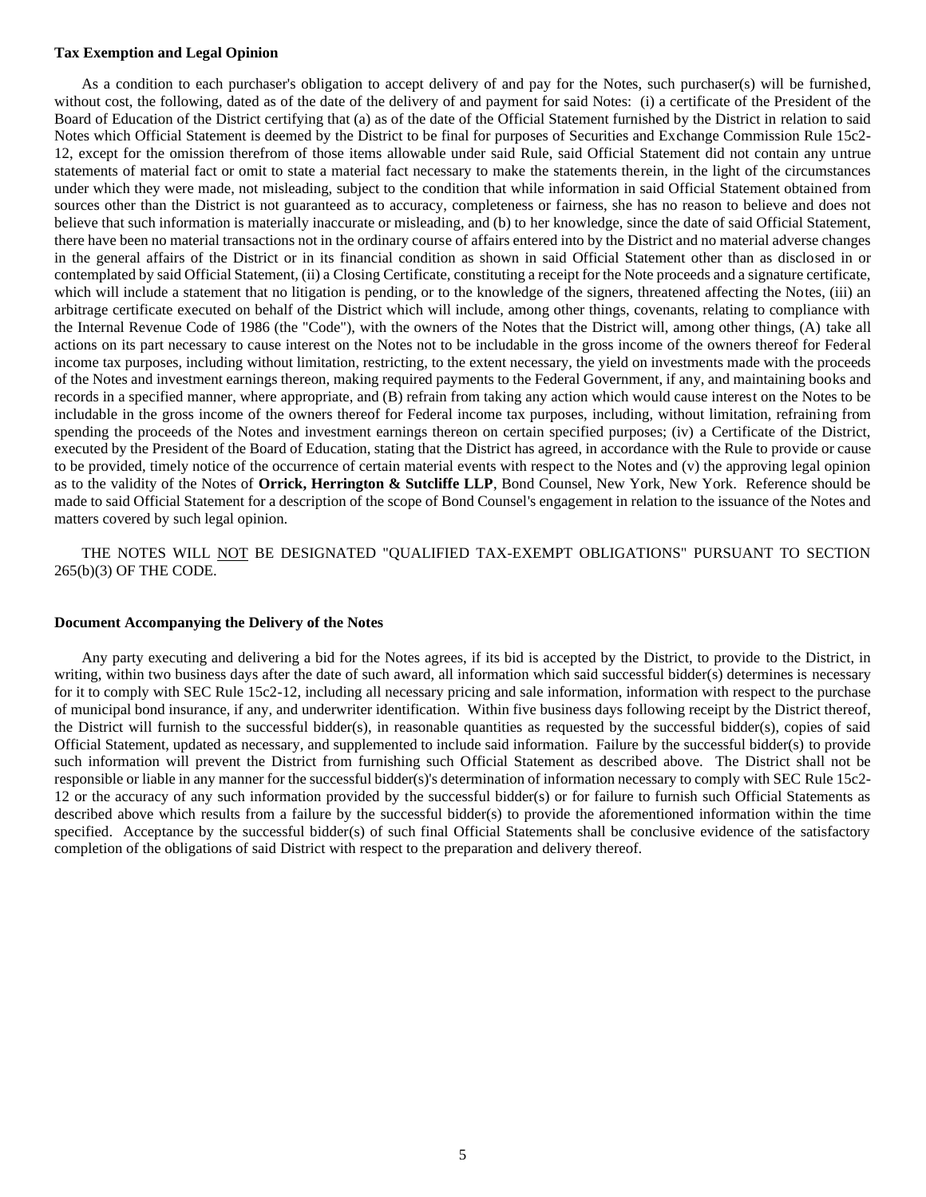**Tax Exemption and Legal Opinion**

As a condition to each purchaser's obligation to accept delivery of and pay for the Notes, such purchaser(s) will be furnished, without cost, the following, dated as of the date of the delivery of and payment for said Notes: (i) a certificate of the President of the Board of Education of the District certifying that (a) as of the date of the Official Statement furnished by the District in relation to said Notes which Official Statement is deemed by the District to be final for purposes of Securities and Exchange Commission Rule 15c2-12, except for the omission therefrom of those items allowable under said Rule, said Official Statement did not contain any untrue statements of material fact or omit to state a material fact necessary to make the statements therein, in the light of the circumstances under which they were made, not misleading, subject to the condition that while information in said Official Statement obtained from sources other than the District is not guaranteed as to accuracy, completeness or fairness, she has no reason to believe and does not believe that such information is materially inaccurate or misleading, and (b) to her knowledge, since the date of said Official Statement, there have been no material transactions not in the ordinary course of affairs entered into by the District and no material adverse changes in the general affairs of the District or in its financial condition as shown in said Official Statement other than as disclosed in or contemplated by said Official Statement, (ii) a Closing Certificate, constituting a receipt for the Note proceeds and a signature certificate, which will include a statement that no litigation is pending, or to the knowledge of the signers, threatened affecting the Notes, (iii) an arbitrage certificate executed on behalf of the District which will include, among other things, covenants, relating to compliance with the Internal Revenue Code of 1986 (the "Code"), with the owners of the Notes that the District will, among other things, (A) take all actions on its part necessary to cause interest on the Notes not to be includable in the gross income of the owners thereof for Federal income tax purposes, including without limitation, restricting, to the extent necessary, the yield on investments made with the proceeds of the Notes and investment earnings thereon, making required payments to the Federal Government, if any, and maintaining books and records in a specified manner, where appropriate, and (B) refrain from taking any action which would cause interest on the Notes to be includable in the gross income of the owners thereof for Federal income tax purposes, including, without limitation, refraining from spending the proceeds of the Notes and investment earnings thereon on certain specified purposes; (iv) a Certificate of the District, executed by the President of the Board of Education, stating that the District has agreed, in accordance with the Rule to provide or cause to be provided, timely notice of the occurrence of certain material events with respect to the Notes and (v) the approving legal opinion as to the validity of the Notes of **Orrick, Herrington & Sutcliffe LLP**, Bond Counsel, New York, New York. Reference should be made to said Official Statement for a description of the scope of Bond Counsel's engagement in relation to the issuance of the Notes and matters covered by such legal opinion.

THE NOTES WILL NOT BE DESIGNATED "QUALIFIED TAX-EXEMPT OBLIGATIONS" PURSUANT TO SECTION 265(b)(3) OF THE CODE.

**Document Accompanying the Delivery of the Notes**

Any party executing and delivering a bid for the Notes agrees, if its bid is accepted by the District, to provide to the District, in writing, within two business days after the date of such award, all information which said successful bidder(s) determines is necessary for it to comply with SEC Rule 15c2-12, including all necessary pricing and sale information, information with respect to the purchase of municipal bond insurance, if any, and underwriter identification. Within five business days following receipt by the District thereof, the District will furnish to the successful bidder(s), in reasonable quantities as requested by the successful bidder(s), copies of said Official Statement, updated as necessary, and supplemented to include said information. Failure by the successful bidder(s) to provide such information will prevent the District from furnishing such Official Statement as described above. The District shall not be responsible or liable in any manner for the successful bidder(s)'s determination of information necessary to comply with SEC Rule 15c2-12 or the accuracy of any such information provided by the successful bidder(s) or for failure to furnish such Official Statements as described above which results from a failure by the successful bidder(s) to provide the aforementioned information within the time specified. Acceptance by the successful bidder(s) of such final Official Statements shall be conclusive evidence of the satisfactory completion of the obligations of said District with respect to the preparation and delivery thereof.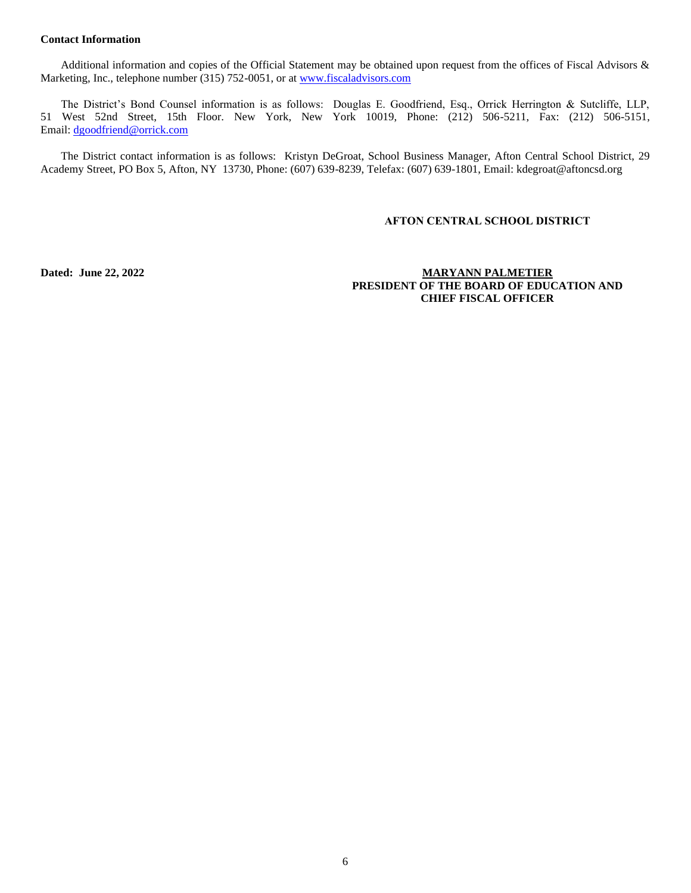**Contact Information**

Additional information and copies of the Official Statement may be obtained upon request from the offices of Fiscal Advisors & Marketing, Inc., telephone number (315) 752-0051, or at www.fiscaladvisors.com

The District's Bond Counsel information is as follows: Douglas E. Goodfriend, Esq., Orrick Herrington & Sutcliffe, LLP, 51 West 52nd Street, 15th Floor. New York, New York 10019, Phone: (212) 506-5211, Fax: (212) 506-5151, Email: dgoodfriend@orrick.com

The District contact information is as follows: Kristyn DeGroat, School Business Manager, Afton Central School District, 29 Academy Street, PO Box 5, Afton, NY 13730, Phone: (607) 639-8239, Telefax: (607) 639-1801, Email: kdegroat@aftoncsd.org

**AFTON CENTRAL SCHOOL DISTRICT**

**Dated: June 22, 2022**

**MARYANN PALMETIER**
**PRESIDENT OF THE BOARD OF EDUCATION AND CHIEF FISCAL OFFICER**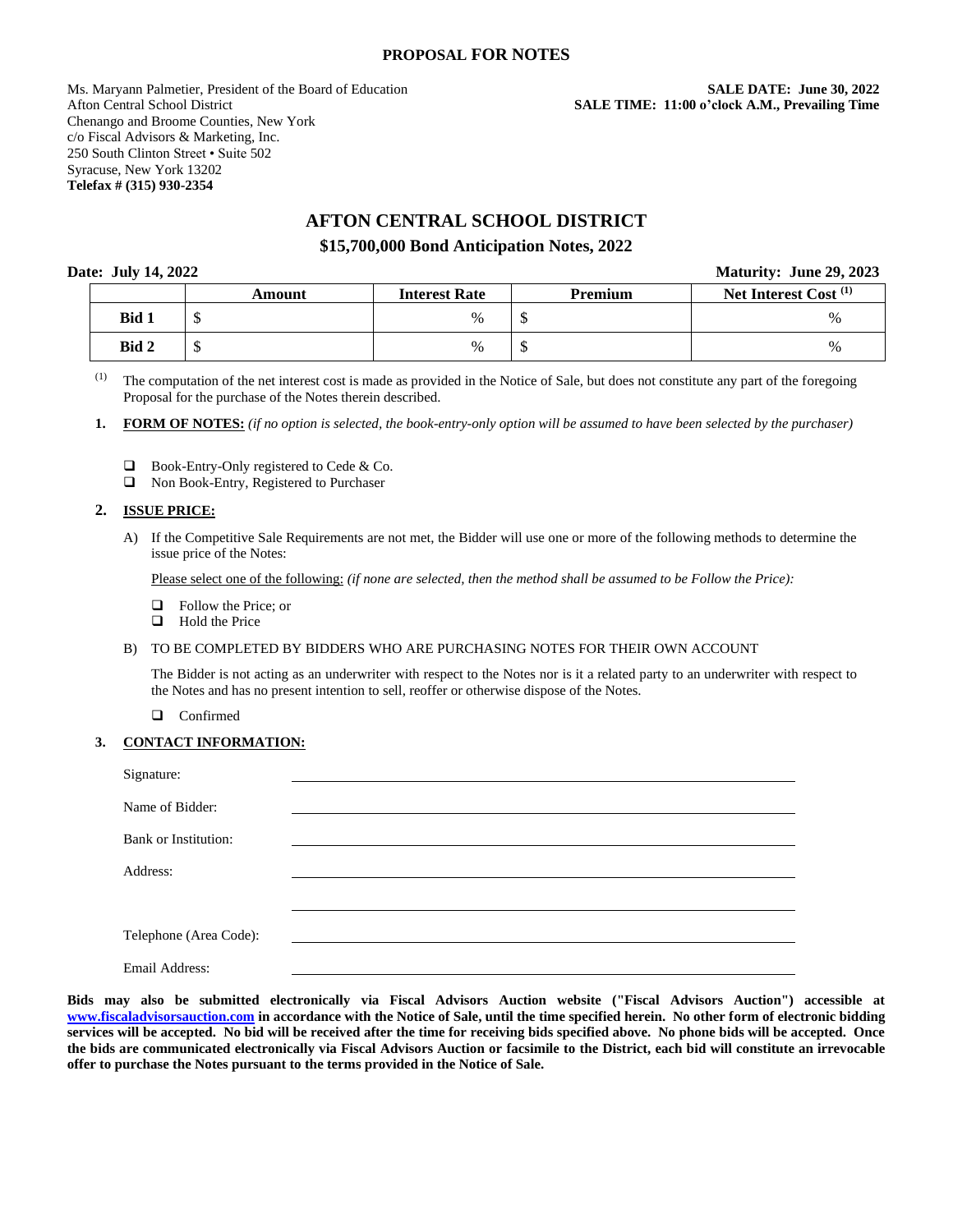# PROPOSAL FOR NOTES

Ms. Maryann Palmetier, President of the Board of Education
Afton Central School District
Chenango and Broome Counties, New York
c/o Fiscal Advisors & Marketing, Inc.
250 South Clinton Street • Suite 502
Syracuse, New York 13202
**Telefax # (315) 930-2354**

**SALE DATE: June 30, 2022**
**SALE TIME: 11:00 o'clock A.M., Prevailing Time**

## AFTON CENTRAL SCHOOL DISTRICT

### $15,700,000 Bond Anticipation Notes, 2022

**Date: July 14, 2022** **Maturity: June 29, 2023**

| | Amount | Interest Rate | Premium | Net Interest Cost [1] |
|---|---|---|---|---|
| **Bid 1** | $ | % | $ | % |
| **Bid 2** | $ | % | $ | % |

[1] The computation of the net interest cost is made as provided in the Notice of Sale, but does not constitute any part of the foregoing Proposal for the purchase of the Notes therein described.

**1. FORM OF NOTES:** *(if no option is selected, the book-entry-only option will be assumed to have been selected by the purchaser)*

- ❑ Book-Entry-Only registered to Cede & Co.
- ❑ Non Book-Entry, Registered to Purchaser

**2. ISSUE PRICE:**

A) If the Competitive Sale Requirements are not met, the Bidder will use one or more of the following methods to determine the issue price of the Notes:

Please select one of the following: *(if none are selected, then the method shall be assumed to be Follow the Price):*

- ❑ Follow the Price; or
- ❑ Hold the Price

B) TO BE COMPLETED BY BIDDERS WHO ARE PURCHASING NOTES FOR THEIR OWN ACCOUNT

The Bidder is not acting as an underwriter with respect to the Notes nor is it a related party to an underwriter with respect to the Notes and has no present intention to sell, reoffer or otherwise dispose of the Notes.

- ❑ Confirmed

**3. CONTACT INFORMATION:**

Signature: ______________________________

Name of Bidder: ______________________________

Bank or Institution: ______________________________

Address: ______________________________

______________________________

Telephone (Area Code): ______________________________

Email Address: ______________________________

**Bids may also be submitted electronically via Fiscal Advisors Auction website ("Fiscal Advisors Auction") accessible at www.fiscaladvisorsauction.com in accordance with the Notice of Sale, until the time specified herein. No other form of electronic bidding services will be accepted. No bid will be received after the time for receiving bids specified above. No phone bids will be accepted. Once the bids are communicated electronically via Fiscal Advisors Auction or facsimile to the District, each bid will constitute an irrevocable offer to purchase the Notes pursuant to the terms provided in the Notice of Sale.**